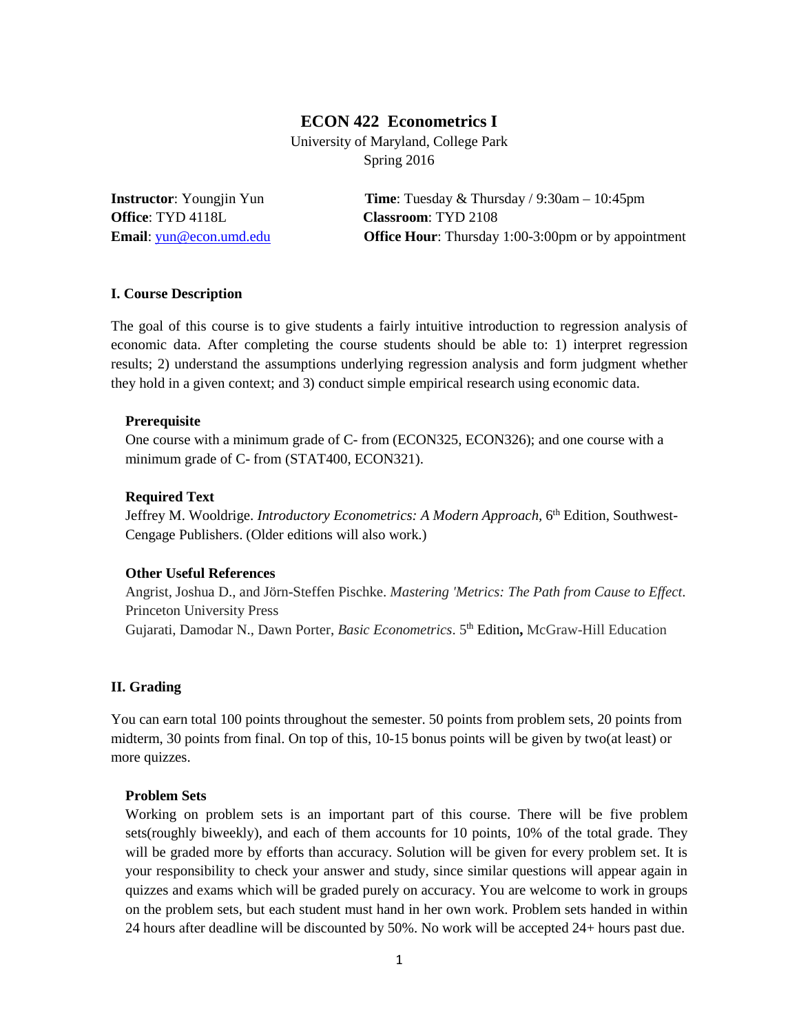# ECON 422 Econometrics I

University of Maryland, College Park
Spring 2016

**Instructor**: Youngjin Yun
**Office**: TYD 4118L
**Email**: yun@econ.umd.edu

**Time**: Tuesday & Thursday / 9:30am – 10:45pm
**Classroom**: TYD 2108
**Office Hour**: Thursday 1:00-3:00pm or by appointment

## I. Course Description

The goal of this course is to give students a fairly intuitive introduction to regression analysis of economic data. After completing the course students should be able to: 1) interpret regression results; 2) understand the assumptions underlying regression analysis and form judgment whether they hold in a given context; and 3) conduct simple empirical research using economic data.

### Prerequisite

One course with a minimum grade of C- from (ECON325, ECON326); and one course with a minimum grade of C- from (STAT400, ECON321).

### Required Text

Jeffrey M. Wooldrige. *Introductory Econometrics: A Modern Approach*, 6th Edition, Southwest-Cengage Publishers. (Older editions will also work.)

### Other Useful References

Angrist, Joshua D., and Jörn-Steffen Pischke. *Mastering 'Metrics: The Path from Cause to Effect*. Princeton University Press

Gujarati, Damodar N., Dawn Porter, *Basic Econometrics*. 5th **Edition,** McGraw-Hill Education

## II. Grading

You can earn total 100 points throughout the semester. 50 points from problem sets, 20 points from midterm, 30 points from final. On top of this, 10-15 bonus points will be given by two(at least) or more quizzes.

### Problem Sets

Working on problem sets is an important part of this course. There will be five problem sets(roughly biweekly), and each of them accounts for 10 points, 10% of the total grade. They will be graded more by efforts than accuracy. Solution will be given for every problem set. It is your responsibility to check your answer and study, since similar questions will appear again in quizzes and exams which will be graded purely on accuracy. You are welcome to work in groups on the problem sets, but each student must hand in her own work. Problem sets handed in within 24 hours after deadline will be discounted by 50%. No work will be accepted 24+ hours past due.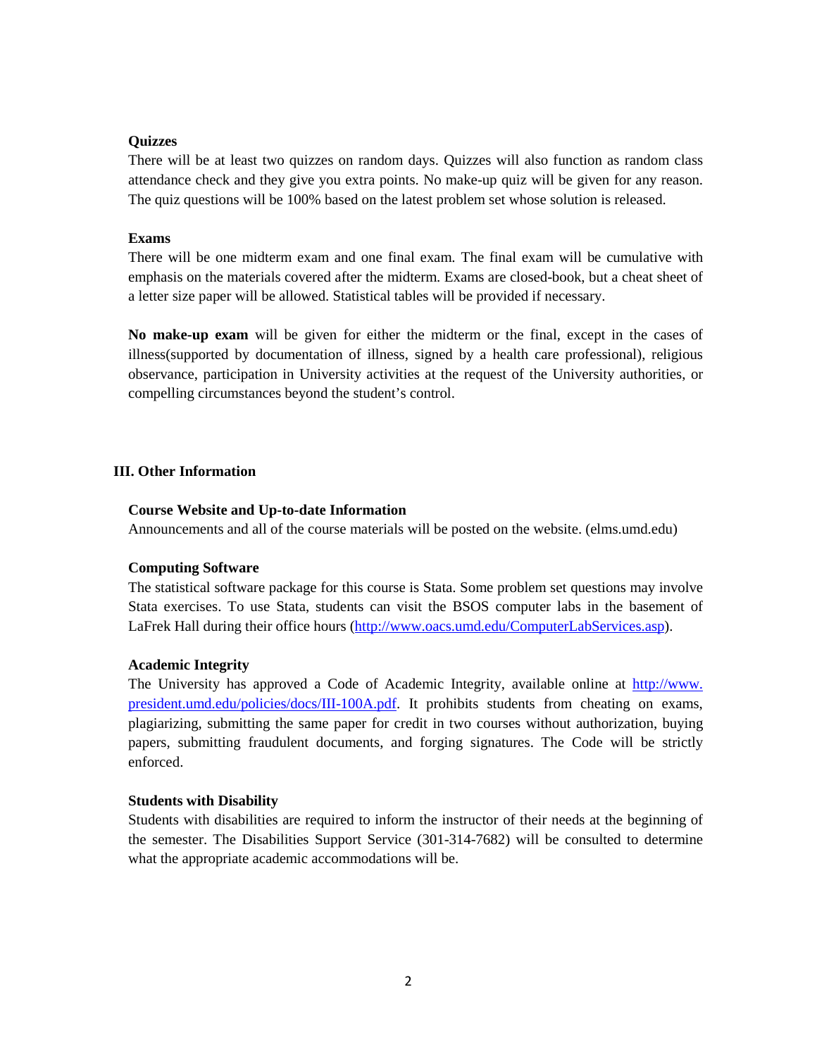**Quizzes**

There will be at least two quizzes on random days. Quizzes will also function as random class attendance check and they give you extra points. No make-up quiz will be given for any reason. The quiz questions will be 100% based on the latest problem set whose solution is released.

**Exams**

There will be one midterm exam and one final exam. The final exam will be cumulative with emphasis on the materials covered after the midterm. Exams are closed-book, but a cheat sheet of a letter size paper will be allowed. Statistical tables will be provided if necessary.

**No make-up exam** will be given for either the midterm or the final, except in the cases of illness(supported by documentation of illness, signed by a health care professional), religious observance, participation in University activities at the request of the University authorities, or compelling circumstances beyond the student's control.

## III. Other Information

**Course Website and Up-to-date Information**

Announcements and all of the course materials will be posted on the website. (elms.umd.edu)

**Computing Software**

The statistical software package for this course is Stata. Some problem set questions may involve Stata exercises. To use Stata, students can visit the BSOS computer labs in the basement of LaFrek Hall during their office hours (http://www.oacs.umd.edu/ComputerLabServices.asp).

**Academic Integrity**

The University has approved a Code of Academic Integrity, available online at http://www.president.umd.edu/policies/docs/III-100A.pdf. It prohibits students from cheating on exams, plagiarizing, submitting the same paper for credit in two courses without authorization, buying papers, submitting fraudulent documents, and forging signatures. The Code will be strictly enforced.

**Students with Disability**

Students with disabilities are required to inform the instructor of their needs at the beginning of the semester. The Disabilities Support Service (301-314-7682) will be consulted to determine what the appropriate academic accommodations will be.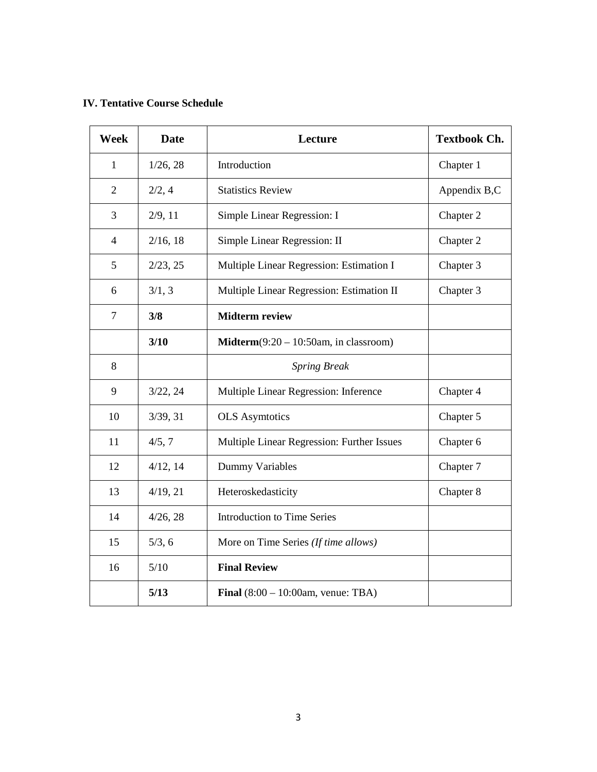**IV. Tentative Course Schedule**

| Week | Date | Lecture | Textbook Ch. |
| --- | --- | --- | --- |
| 1 | 1/26, 28 | Introduction | Chapter 1 |
| 2 | 2/2, 4 | Statistics Review | Appendix B,C |
| 3 | 2/9, 11 | Simple Linear Regression: I | Chapter 2 |
| 4 | 2/16, 18 | Simple Linear Regression: II | Chapter 2 |
| 5 | 2/23, 25 | Multiple Linear Regression: Estimation I | Chapter 3 |
| 6 | 3/1, 3 | Multiple Linear Regression: Estimation II | Chapter 3 |
| 7 | **3/8** | **Midterm review** | |
| | **3/10** | **Midterm**(9:20 – 10:50am, in classroom) | |
| 8 | | *Spring Break* | |
| 9 | 3/22, 24 | Multiple Linear Regression: Inference | Chapter 4 |
| 10 | 3/39, 31 | OLS Asymtotics | Chapter 5 |
| 11 | 4/5, 7 | Multiple Linear Regression: Further Issues | Chapter 6 |
| 12 | 4/12, 14 | Dummy Variables | Chapter 7 |
| 13 | 4/19, 21 | Heteroskedasticity | Chapter 8 |
| 14 | 4/26, 28 | Introduction to Time Series | |
| 15 | 5/3, 6 | More on Time Series *(If time allows)* | |
| 16 | 5/10 | **Final Review** | |
| | **5/13** | **Final** (8:00 – 10:00am, venue: TBA) | |